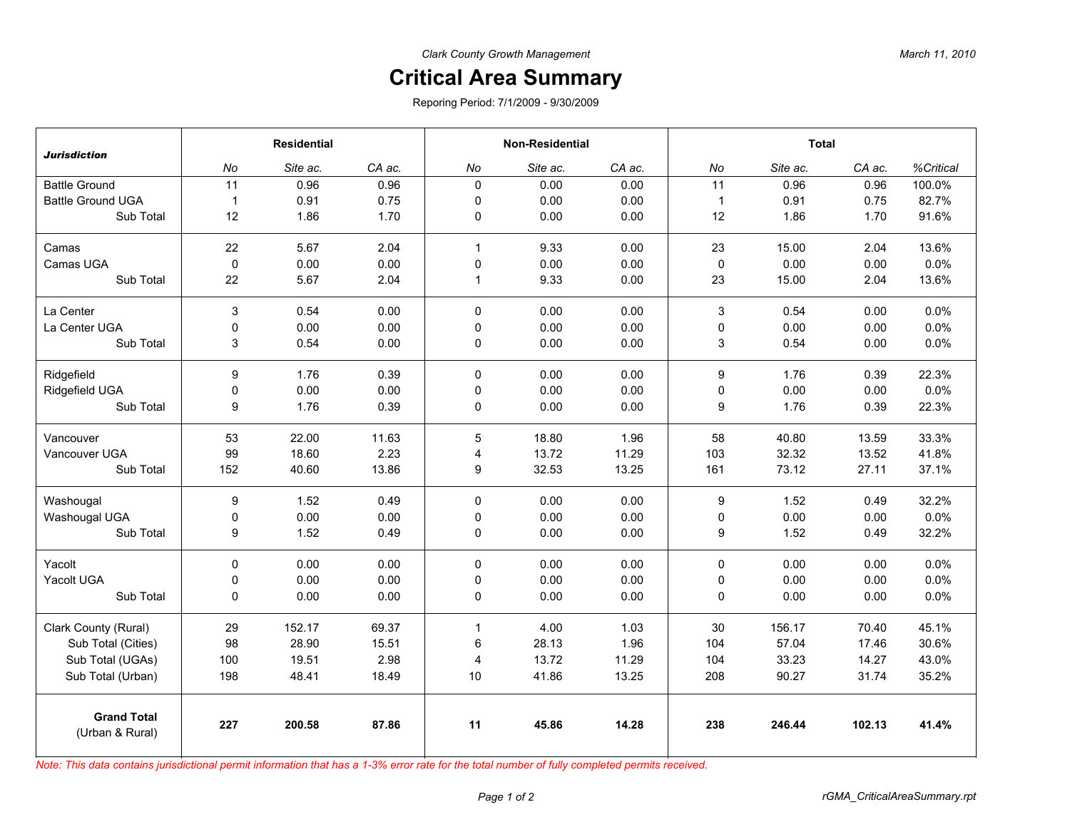*Clark County Growth Management*

March 11, 2010

# Critical Area Summary

Reporing Period: 7/1/2009 - 9/30/2009

| ***Jurisdiction*** | **Residential** | | | **Non-Residential** | | | **Total** | | | |
|---|---|---|---|---|---|---|---|---|---|---|
| | *No* | *Site ac.* | *CA ac.* | *No* | *Site ac.* | *CA ac.* | *No* | *Site ac.* | *CA ac.* | *%Critical* |
| Battle Ground | 11 | 0.96 | 0.96 | 0 | 0.00 | 0.00 | 11 | 0.96 | 0.96 | 100.0% |
| Battle Ground UGA | 1 | 0.91 | 0.75 | 0 | 0.00 | 0.00 | 1 | 0.91 | 0.75 | 82.7% |
| Sub Total | 12 | 1.86 | 1.70 | 0 | 0.00 | 0.00 | 12 | 1.86 | 1.70 | 91.6% |
| Camas | 22 | 5.67 | 2.04 | 1 | 9.33 | 0.00 | 23 | 15.00 | 2.04 | 13.6% |
| Camas UGA | 0 | 0.00 | 0.00 | 0 | 0.00 | 0.00 | 0 | 0.00 | 0.00 | 0.0% |
| Sub Total | 22 | 5.67 | 2.04 | 1 | 9.33 | 0.00 | 23 | 15.00 | 2.04 | 13.6% |
| La Center | 3 | 0.54 | 0.00 | 0 | 0.00 | 0.00 | 3 | 0.54 | 0.00 | 0.0% |
| La Center UGA | 0 | 0.00 | 0.00 | 0 | 0.00 | 0.00 | 0 | 0.00 | 0.00 | 0.0% |
| Sub Total | 3 | 0.54 | 0.00 | 0 | 0.00 | 0.00 | 3 | 0.54 | 0.00 | 0.0% |
| Ridgefield | 9 | 1.76 | 0.39 | 0 | 0.00 | 0.00 | 9 | 1.76 | 0.39 | 22.3% |
| Ridgefield UGA | 0 | 0.00 | 0.00 | 0 | 0.00 | 0.00 | 0 | 0.00 | 0.00 | 0.0% |
| Sub Total | 9 | 1.76 | 0.39 | 0 | 0.00 | 0.00 | 9 | 1.76 | 0.39 | 22.3% |
| Vancouver | 53 | 22.00 | 11.63 | 5 | 18.80 | 1.96 | 58 | 40.80 | 13.59 | 33.3% |
| Vancouver UGA | 99 | 18.60 | 2.23 | 4 | 13.72 | 11.29 | 103 | 32.32 | 13.52 | 41.8% |
| Sub Total | 152 | 40.60 | 13.86 | 9 | 32.53 | 13.25 | 161 | 73.12 | 27.11 | 37.1% |
| Washougal | 9 | 1.52 | 0.49 | 0 | 0.00 | 0.00 | 9 | 1.52 | 0.49 | 32.2% |
| Washougal UGA | 0 | 0.00 | 0.00 | 0 | 0.00 | 0.00 | 0 | 0.00 | 0.00 | 0.0% |
| Sub Total | 9 | 1.52 | 0.49 | 0 | 0.00 | 0.00 | 9 | 1.52 | 0.49 | 32.2% |
| Yacolt | 0 | 0.00 | 0.00 | 0 | 0.00 | 0.00 | 0 | 0.00 | 0.00 | 0.0% |
| Yacolt UGA | 0 | 0.00 | 0.00 | 0 | 0.00 | 0.00 | 0 | 0.00 | 0.00 | 0.0% |
| Sub Total | 0 | 0.00 | 0.00 | 0 | 0.00 | 0.00 | 0 | 0.00 | 0.00 | 0.0% |
| Clark County (Rural) | 29 | 152.17 | 69.37 | 1 | 4.00 | 1.03 | 30 | 156.17 | 70.40 | 45.1% |
| Sub Total (Cities) | 98 | 28.90 | 15.51 | 6 | 28.13 | 1.96 | 104 | 57.04 | 17.46 | 30.6% |
| Sub Total (UGAs) | 100 | 19.51 | 2.98 | 4 | 13.72 | 11.29 | 104 | 33.23 | 14.27 | 43.0% |
| Sub Total (Urban) | 198 | 48.41 | 18.49 | 10 | 41.86 | 13.25 | 208 | 90.27 | 31.74 | 35.2% |
| **Grand Total** (Urban & Rural) | **227** | **200.58** | **87.86** | **11** | **45.86** | **14.28** | **238** | **246.44** | **102.13** | **41.4%** |

*Note: This data contains jurisdictional permit information that has a 1-3% error rate for the total number of fully completed permits received.*

rGMA_CriticalAreaSummary.rpt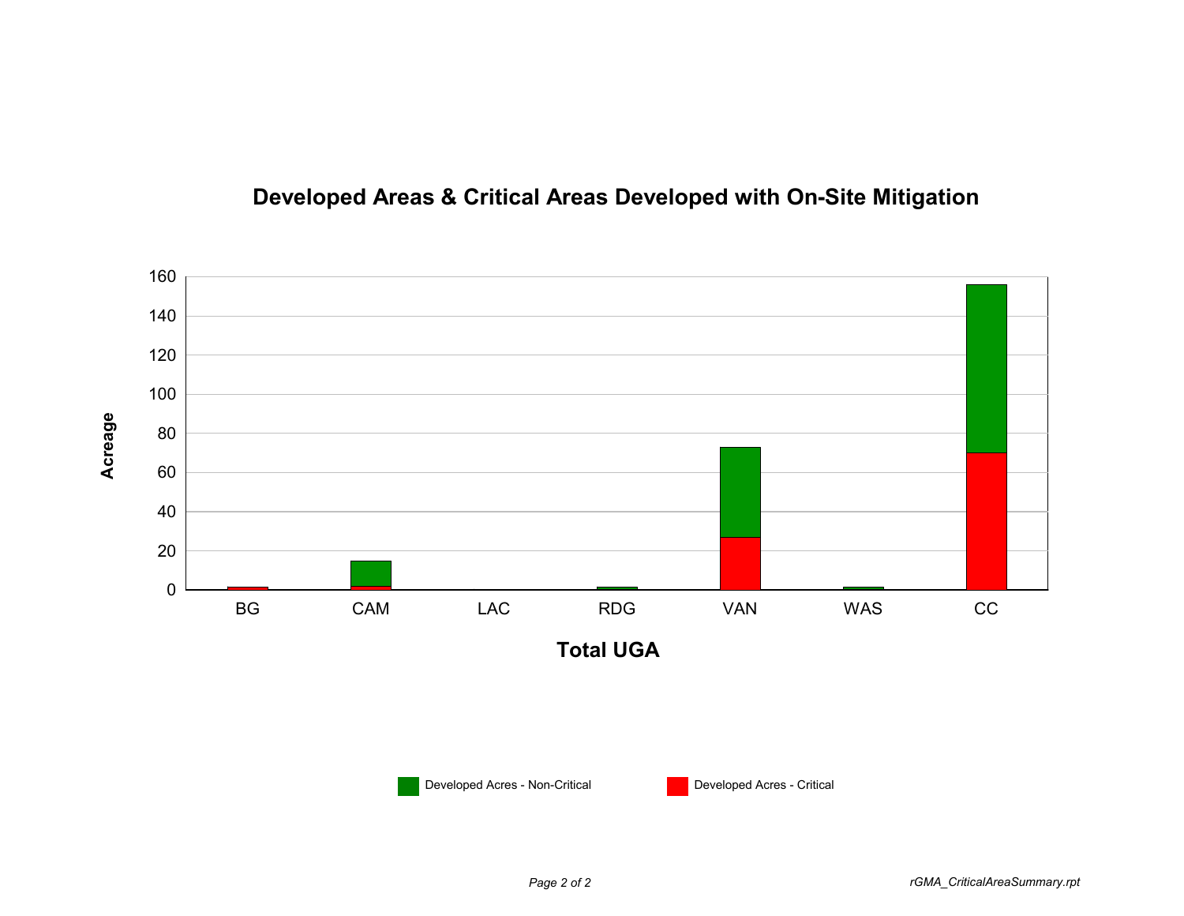## Developed Areas & Critical Areas Developed with On-Site Mitigation

Acreage

160
140
120
100
80
60
40
20
0

BG
CAM
LAC
RDG
VAN
WAS
CC

**Total UGA**

Developed Acres - Non-Critical

Developed Acres - Critical

*rGMA_CriticalAreaSummary.rpt*